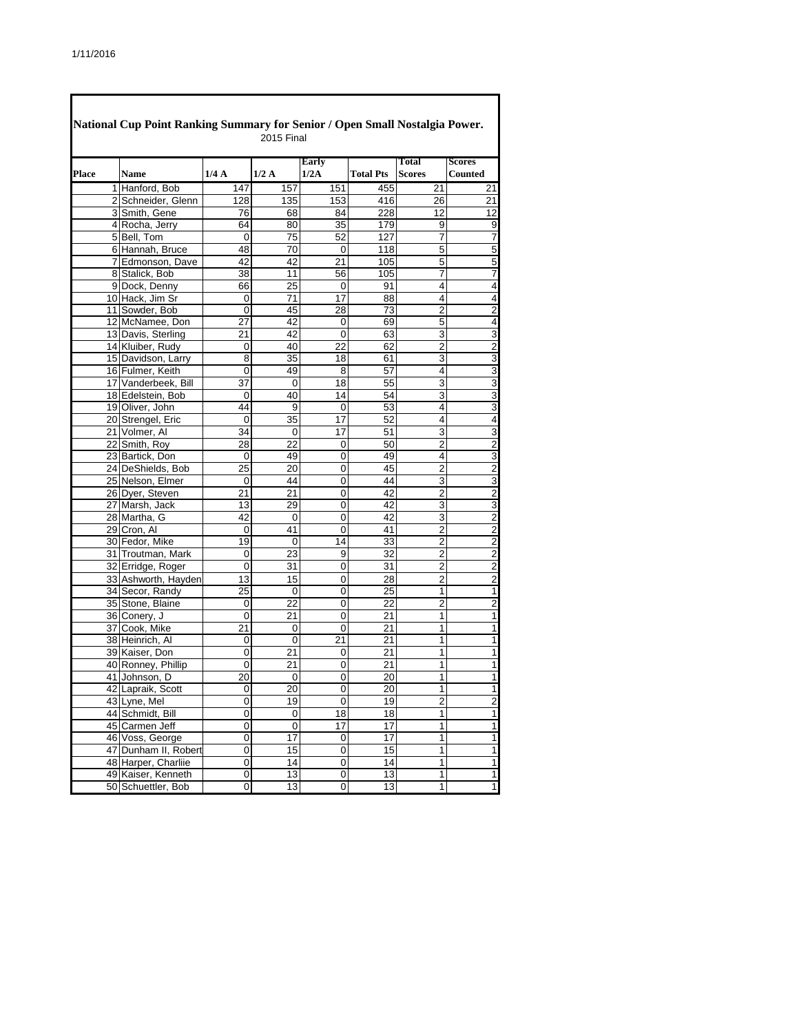## National Cup Point Ranking Summary for Senior / Open Small Nostalgia Power.

2015 Final

| Place | Name | 1/4 A | 1/2 A | Early 1/2A | Total Pts | Total Scores | Scores Counted |
|---|---|---|---|---|---|---|---|
| 1 | Hanford, Bob | 147 | 157 | 151 | 455 | 21 | 21 |
| 2 | Schneider, Glenn | 128 | 135 | 153 | 416 | 26 | 21 |
| 3 | Smith, Gene | 76 | 68 | 84 | 228 | 12 | 12 |
| 4 | Rocha, Jerry | 64 | 80 | 35 | 179 | 9 | 9 |
| 5 | Bell, Tom | 0 | 75 | 52 | 127 | 7 | 7 |
| 6 | Hannah, Bruce | 48 | 70 | 0 | 118 | 5 | 5 |
| 7 | Edmonson, Dave | 42 | 42 | 21 | 105 | 5 | 5 |
| 8 | Stalick, Bob | 38 | 11 | 56 | 105 | 7 | 7 |
| 9 | Dock, Denny | 66 | 25 | 0 | 91 | 4 | 4 |
| 10 | Hack, Jim Sr | 0 | 71 | 17 | 88 | 4 | 4 |
| 11 | Sowder, Bob | 0 | 45 | 28 | 73 | 2 | 2 |
| 12 | McNamee, Don | 27 | 42 | 0 | 69 | 5 | 4 |
| 13 | Davis, Sterling | 21 | 42 | 0 | 63 | 3 | 3 |
| 14 | Kluiber, Rudy | 0 | 40 | 22 | 62 | 2 | 2 |
| 15 | Davidson, Larry | 8 | 35 | 18 | 61 | 3 | 3 |
| 16 | Fulmer, Keith | 0 | 49 | 8 | 57 | 4 | 3 |
| 17 | Vanderbeek, Bill | 37 | 0 | 18 | 55 | 3 | 3 |
| 18 | Edelstein, Bob | 0 | 40 | 14 | 54 | 3 | 3 |
| 19 | Oliver, John | 44 | 9 | 0 | 53 | 4 | 3 |
| 20 | Strengel, Eric | 0 | 35 | 17 | 52 | 4 | 4 |
| 21 | Volmer, Al | 34 | 0 | 17 | 51 | 3 | 3 |
| 22 | Smith, Roy | 28 | 22 | 0 | 50 | 2 | 2 |
| 23 | Bartick, Don | 0 | 49 | 0 | 49 | 4 | 3 |
| 24 | DeShields, Bob | 25 | 20 | 0 | 45 | 2 | 2 |
| 25 | Nelson, Elmer | 0 | 44 | 0 | 44 | 3 | 3 |
| 26 | Dyer, Steven | 21 | 21 | 0 | 42 | 2 | 2 |
| 27 | Marsh, Jack | 13 | 29 | 0 | 42 | 3 | 3 |
| 28 | Martha, G | 42 | 0 | 0 | 42 | 3 | 2 |
| 29 | Cron, Al | 0 | 41 | 0 | 41 | 2 | 2 |
| 30 | Fedor, Mike | 19 | 0 | 14 | 33 | 2 | 2 |
| 31 | Troutman, Mark | 0 | 23 | 9 | 32 | 2 | 2 |
| 32 | Erridge, Roger | 0 | 31 | 0 | 31 | 2 | 2 |
| 33 | Ashworth, Hayden | 13 | 15 | 0 | 28 | 2 | 2 |
| 34 | Secor, Randy | 25 | 0 | 0 | 25 | 1 | 1 |
| 35 | Stone, Blaine | 0 | 22 | 0 | 22 | 2 | 2 |
| 36 | Conery, J | 0 | 21 | 0 | 21 | 1 | 1 |
| 37 | Cook, Mike | 21 | 0 | 0 | 21 | 1 | 1 |
| 38 | Heinrich, Al | 0 | 0 | 21 | 21 | 1 | 1 |
| 39 | Kaiser, Don | 0 | 21 | 0 | 21 | 1 | 1 |
| 40 | Ronney, Phillip | 0 | 21 | 0 | 21 | 1 | 1 |
| 41 | Johnson, D | 20 | 0 | 0 | 20 | 1 | 1 |
| 42 | Lapraik, Scott | 0 | 20 | 0 | 20 | 1 | 1 |
| 43 | Lyne, Mel | 0 | 19 | 0 | 19 | 2 | 2 |
| 44 | Schmidt, Bill | 0 | 0 | 18 | 18 | 1 | 1 |
| 45 | Carmen Jeff | 0 | 0 | 17 | 17 | 1 | 1 |
| 46 | Voss, George | 0 | 17 | 0 | 17 | 1 | 1 |
| 47 | Dunham II, Robert | 0 | 15 | 0 | 15 | 1 | 1 |
| 48 | Harper, Charliie | 0 | 14 | 0 | 14 | 1 | 1 |
| 49 | Kaiser, Kenneth | 0 | 13 | 0 | 13 | 1 | 1 |
| 50 | Schuettler, Bob | 0 | 13 | 0 | 13 | 1 | 1 |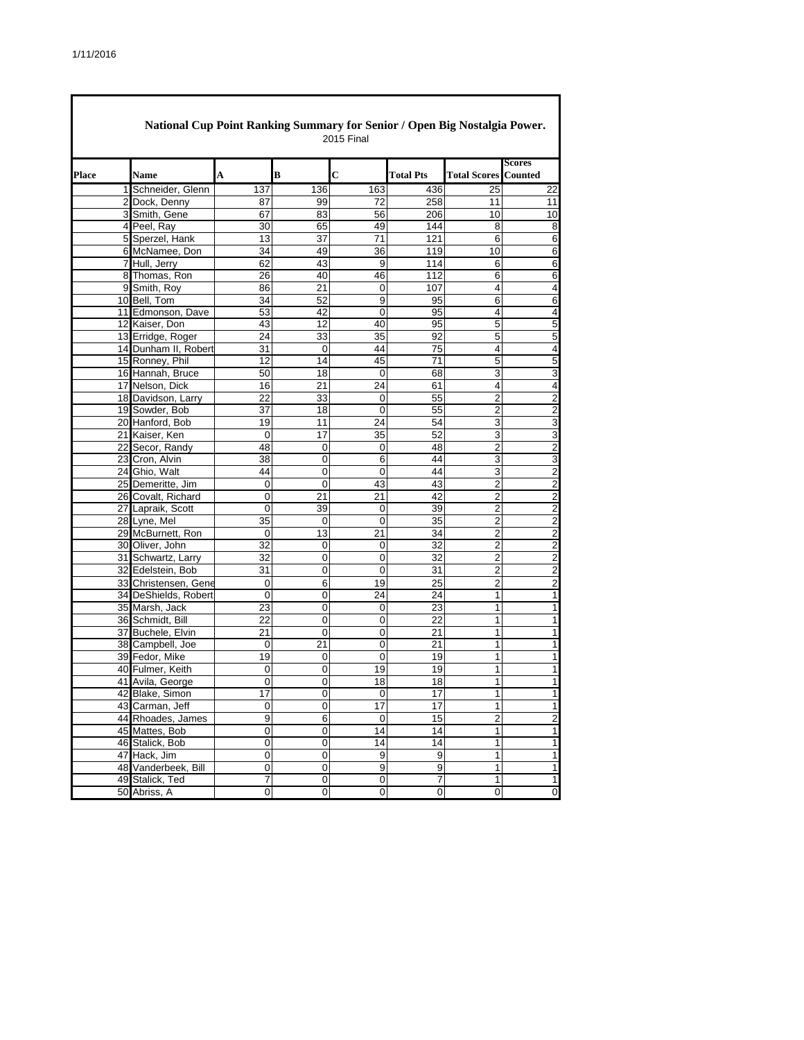## National Cup Point Ranking Summary for Senior / Open Big Nostalgia Power.

2015 Final

| Place | Name | A | B | C | Total Pts | Total Scores | Scores Counted |
|---|---|---|---|---|---|---|---|
| 1 | Schneider, Glenn | 137 | 136 | 163 | 436 | 25 | 22 |
| 2 | Dock, Denny | 87 | 99 | 72 | 258 | 11 | 11 |
| 3 | Smith, Gene | 67 | 83 | 56 | 206 | 10 | 10 |
| 4 | Peel, Ray | 30 | 65 | 49 | 144 | 8 | 8 |
| 5 | Sperzel, Hank | 13 | 37 | 71 | 121 | 6 | 6 |
| 6 | McNamee, Don | 34 | 49 | 36 | 119 | 10 | 6 |
| 7 | Hull, Jerry | 62 | 43 | 9 | 114 | 6 | 6 |
| 8 | Thomas, Ron | 26 | 40 | 46 | 112 | 6 | 6 |
| 9 | Smith, Roy | 86 | 21 | 0 | 107 | 4 | 4 |
| 10 | Bell, Tom | 34 | 52 | 9 | 95 | 6 | 6 |
| 11 | Edmonson, Dave | 53 | 42 | 0 | 95 | 4 | 4 |
| 12 | Kaiser, Don | 43 | 12 | 40 | 95 | 5 | 5 |
| 13 | Erridge, Roger | 24 | 33 | 35 | 92 | 5 | 5 |
| 14 | Dunham II, Robert | 31 | 0 | 44 | 75 | 4 | 4 |
| 15 | Ronney, Phil | 12 | 14 | 45 | 71 | 5 | 5 |
| 16 | Hannah, Bruce | 50 | 18 | 0 | 68 | 3 | 3 |
| 17 | Nelson, Dick | 16 | 21 | 24 | 61 | 4 | 4 |
| 18 | Davidson, Larry | 22 | 33 | 0 | 55 | 2 | 2 |
| 19 | Sowder, Bob | 37 | 18 | 0 | 55 | 2 | 2 |
| 20 | Hanford, Bob | 19 | 11 | 24 | 54 | 3 | 3 |
| 21 | Kaiser, Ken | 0 | 17 | 35 | 52 | 3 | 3 |
| 22 | Secor, Randy | 48 | 0 | 0 | 48 | 2 | 2 |
| 23 | Cron, Alvin | 38 | 0 | 6 | 44 | 3 | 3 |
| 24 | Ghio, Walt | 44 | 0 | 0 | 44 | 3 | 2 |
| 25 | Demeritte, Jim | 0 | 0 | 43 | 43 | 2 | 2 |
| 26 | Covalt, Richard | 0 | 21 | 21 | 42 | 2 | 2 |
| 27 | Lapraik, Scott | 0 | 39 | 0 | 39 | 2 | 2 |
| 28 | Lyne, Mel | 35 | 0 | 0 | 35 | 2 | 2 |
| 29 | McBurnett, Ron | 0 | 13 | 21 | 34 | 2 | 2 |
| 30 | Oliver, John | 32 | 0 | 0 | 32 | 2 | 2 |
| 31 | Schwartz, Larry | 32 | 0 | 0 | 32 | 2 | 2 |
| 32 | Edelstein, Bob | 31 | 0 | 0 | 31 | 2 | 2 |
| 33 | Christensen, Gene | 0 | 6 | 19 | 25 | 2 | 2 |
| 34 | DeShields, Robert | 0 | 0 | 24 | 24 | 1 | 1 |
| 35 | Marsh, Jack | 23 | 0 | 0 | 23 | 1 | 1 |
| 36 | Schmidt, Bill | 22 | 0 | 0 | 22 | 1 | 1 |
| 37 | Buchele, Elvin | 21 | 0 | 0 | 21 | 1 | 1 |
| 38 | Campbell, Joe | 0 | 21 | 0 | 21 | 1 | 1 |
| 39 | Fedor, Mike | 19 | 0 | 0 | 19 | 1 | 1 |
| 40 | Fulmer, Keith | 0 | 0 | 19 | 19 | 1 | 1 |
| 41 | Avila, George | 0 | 0 | 18 | 18 | 1 | 1 |
| 42 | Blake, Simon | 17 | 0 | 0 | 17 | 1 | 1 |
| 43 | Carman, Jeff | 0 | 0 | 17 | 17 | 1 | 1 |
| 44 | Rhoades, James | 9 | 6 | 0 | 15 | 2 | 2 |
| 45 | Mattes, Bob | 0 | 0 | 14 | 14 | 1 | 1 |
| 46 | Stalick, Bob | 0 | 0 | 14 | 14 | 1 | 1 |
| 47 | Hack, Jim | 0 | 0 | 9 | 9 | 1 | 1 |
| 48 | Vanderbeek, Bill | 0 | 0 | 9 | 9 | 1 | 1 |
| 49 | Stalick, Ted | 7 | 0 | 0 | 7 | 1 | 1 |
| 50 | Abriss, A | 0 | 0 | 0 | 0 | 0 | 0 |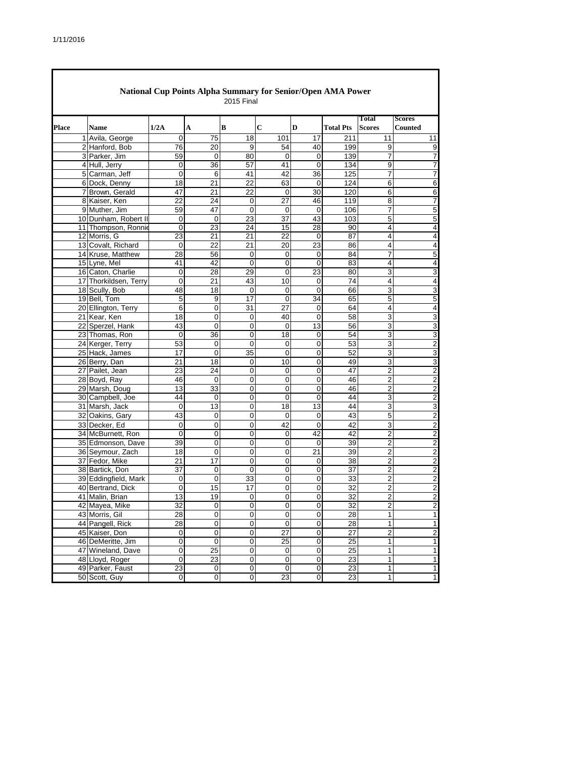## National Cup Points Alpha Summary for Senior/Open AMA Power

2015 Final

| Place | Name | 1/2A | A | B | C | D | Total Pts | Total Scores | Scores Counted |
|---|---|---|---|---|---|---|---|---|---|
| 1 | Avila, George | 0 | 75 | 18 | 101 | 17 | 211 | 11 | 11 |
| 2 | Hanford, Bob | 76 | 20 | 9 | 54 | 40 | 199 | 9 | 9 |
| 3 | Parker, Jim | 59 | 0 | 80 | 0 | 0 | 139 | 7 | 7 |
| 4 | Hull, Jerry | 0 | 36 | 57 | 41 | 0 | 134 | 9 | 7 |
| 5 | Carman, Jeff | 0 | 6 | 41 | 42 | 36 | 125 | 7 | 7 |
| 6 | Dock, Denny | 18 | 21 | 22 | 63 | 0 | 124 | 6 | 6 |
| 7 | Brown, Gerald | 47 | 21 | 22 | 0 | 30 | 120 | 6 | 6 |
| 8 | Kaiser, Ken | 22 | 24 | 0 | 27 | 46 | 119 | 8 | 7 |
| 9 | Muther, Jim | 59 | 47 | 0 | 0 | 0 | 106 | 7 | 5 |
| 10 | Dunham, Robert II | 0 | 0 | 23 | 37 | 43 | 103 | 5 | 5 |
| 11 | Thompson, Ronnie | 0 | 23 | 24 | 15 | 28 | 90 | 4 | 4 |
| 12 | Morris, G | 23 | 21 | 21 | 22 | 0 | 87 | 4 | 4 |
| 13 | Covalt, Richard | 0 | 22 | 21 | 20 | 23 | 86 | 4 | 4 |
| 14 | Kruse, Matthew | 28 | 56 | 0 | 0 | 0 | 84 | 7 | 5 |
| 15 | Lyne, Mel | 41 | 42 | 0 | 0 | 0 | 83 | 4 | 4 |
| 16 | Caton, Charlie | 0 | 28 | 29 | 0 | 23 | 80 | 3 | 3 |
| 17 | Thorkildsen, Terry | 0 | 21 | 43 | 10 | 0 | 74 | 4 | 4 |
| 18 | Scully, Bob | 48 | 18 | 0 | 0 | 0 | 66 | 3 | 3 |
| 19 | Bell, Tom | 5 | 9 | 17 | 0 | 34 | 65 | 5 | 5 |
| 20 | Ellington, Terry | 6 | 0 | 31 | 27 | 0 | 64 | 4 | 4 |
| 21 | Kear, Ken | 18 | 0 | 0 | 40 | 0 | 58 | 3 | 3 |
| 22 | Sperzel, Hank | 43 | 0 | 0 | 0 | 13 | 56 | 3 | 3 |
| 23 | Thomas, Ron | 0 | 36 | 0 | 18 | 0 | 54 | 3 | 3 |
| 24 | Kerger, Terry | 53 | 0 | 0 | 0 | 0 | 53 | 3 | 2 |
| 25 | Hack, James | 17 | 0 | 35 | 0 | 0 | 52 | 3 | 3 |
| 26 | Berry, Dan | 21 | 18 | 0 | 10 | 0 | 49 | 3 | 3 |
| 27 | Pailet, Jean | 23 | 24 | 0 | 0 | 0 | 47 | 2 | 2 |
| 28 | Boyd, Ray | 46 | 0 | 0 | 0 | 0 | 46 | 2 | 2 |
| 29 | Marsh, Doug | 13 | 33 | 0 | 0 | 0 | 46 | 2 | 2 |
| 30 | Campbell, Joe | 44 | 0 | 0 | 0 | 0 | 44 | 3 | 2 |
| 31 | Marsh, Jack | 0 | 13 | 0 | 18 | 13 | 44 | 3 | 3 |
| 32 | Oakins, Gary | 43 | 0 | 0 | 0 | 0 | 43 | 5 | 2 |
| 33 | Decker, Ed | 0 | 0 | 0 | 42 | 0 | 42 | 3 | 2 |
| 34 | McBurnett, Ron | 0 | 0 | 0 | 0 | 42 | 42 | 2 | 2 |
| 35 | Edmonson, Dave | 39 | 0 | 0 | 0 | 0 | 39 | 2 | 2 |
| 36 | Seymour, Zach | 18 | 0 | 0 | 0 | 21 | 39 | 2 | 2 |
| 37 | Fedor, Mike | 21 | 17 | 0 | 0 | 0 | 38 | 2 | 2 |
| 38 | Bartick, Don | 37 | 0 | 0 | 0 | 0 | 37 | 2 | 2 |
| 39 | Eddingfield, Mark | 0 | 0 | 33 | 0 | 0 | 33 | 2 | 2 |
| 40 | Bertrand, Dick | 0 | 15 | 17 | 0 | 0 | 32 | 2 | 2 |
| 41 | Malin, Brian | 13 | 19 | 0 | 0 | 0 | 32 | 2 | 2 |
| 42 | Mayea, Mike | 32 | 0 | 0 | 0 | 0 | 32 | 2 | 2 |
| 43 | Morris, Gil | 28 | 0 | 0 | 0 | 0 | 28 | 1 | 1 |
| 44 | Pangell, Rick | 28 | 0 | 0 | 0 | 0 | 28 | 1 | 1 |
| 45 | Kaiser, Don | 0 | 0 | 0 | 27 | 0 | 27 | 2 | 2 |
| 46 | DeMeritte, Jim | 0 | 0 | 0 | 25 | 0 | 25 | 1 | 1 |
| 47 | Wineland, Dave | 0 | 25 | 0 | 0 | 0 | 25 | 1 | 1 |
| 48 | Lloyd, Roger | 0 | 23 | 0 | 0 | 0 | 23 | 1 | 1 |
| 49 | Parker, Faust | 23 | 0 | 0 | 0 | 0 | 23 | 1 | 1 |
| 50 | Scott, Guy | 0 | 0 | 0 | 23 | 0 | 23 | 1 | 1 |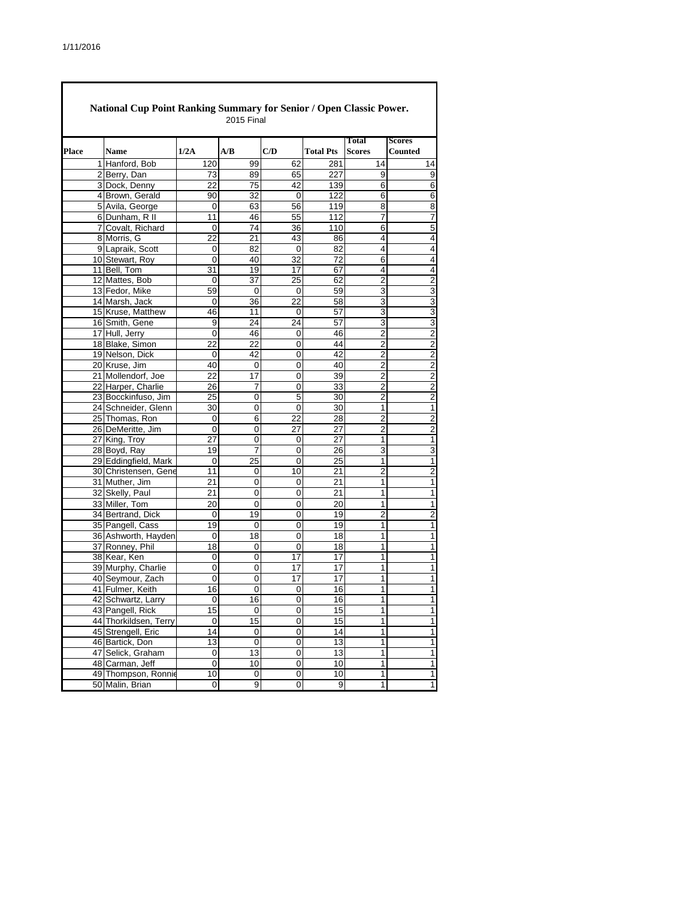## National Cup Point Ranking Summary for Senior / Open Classic Power.

2015 Final

| Place | Name | 1/2A | A/B | C/D | Total Pts | Total Scores | Scores Counted |
|---|---|---|---|---|---|---|---|
| 1 | Hanford, Bob | 120 | 99 | 62 | 281 | 14 | 14 |
| 2 | Berry, Dan | 73 | 89 | 65 | 227 | 9 | 9 |
| 3 | Dock, Denny | 22 | 75 | 42 | 139 | 6 | 6 |
| 4 | Brown, Gerald | 90 | 32 | 0 | 122 | 6 | 6 |
| 5 | Avila, George | 0 | 63 | 56 | 119 | 8 | 8 |
| 6 | Dunham, R II | 11 | 46 | 55 | 112 | 7 | 7 |
| 7 | Covalt, Richard | 0 | 74 | 36 | 110 | 6 | 5 |
| 8 | Morris, G | 22 | 21 | 43 | 86 | 4 | 4 |
| 9 | Lapraik, Scott | 0 | 82 | 0 | 82 | 4 | 4 |
| 10 | Stewart, Roy | 0 | 40 | 32 | 72 | 6 | 4 |
| 11 | Bell, Tom | 31 | 19 | 17 | 67 | 4 | 4 |
| 12 | Mattes, Bob | 0 | 37 | 25 | 62 | 2 | 2 |
| 13 | Fedor, Mike | 59 | 0 | 0 | 59 | 3 | 3 |
| 14 | Marsh, Jack | 0 | 36 | 22 | 58 | 3 | 3 |
| 15 | Kruse, Matthew | 46 | 11 | 0 | 57 | 3 | 3 |
| 16 | Smith, Gene | 9 | 24 | 24 | 57 | 3 | 3 |
| 17 | Hull, Jerry | 0 | 46 | 0 | 46 | 2 | 2 |
| 18 | Blake, Simon | 22 | 22 | 0 | 44 | 2 | 2 |
| 19 | Nelson, Dick | 0 | 42 | 0 | 42 | 2 | 2 |
| 20 | Kruse, Jim | 40 | 0 | 0 | 40 | 2 | 2 |
| 21 | Mollendorf, Joe | 22 | 17 | 0 | 39 | 2 | 2 |
| 22 | Harper, Charlie | 26 | 7 | 0 | 33 | 2 | 2 |
| 23 | Bocckinfuso, Jim | 25 | 0 | 5 | 30 | 2 | 2 |
| 24 | Schneider, Glenn | 30 | 0 | 0 | 30 | 1 | 1 |
| 25 | Thomas, Ron | 0 | 6 | 22 | 28 | 2 | 2 |
| 26 | DeMeritte, Jim | 0 | 0 | 27 | 27 | 2 | 2 |
| 27 | King, Troy | 27 | 0 | 0 | 27 | 1 | 1 |
| 28 | Boyd, Ray | 19 | 7 | 0 | 26 | 3 | 3 |
| 29 | Eddingfield, Mark | 0 | 25 | 0 | 25 | 1 | 1 |
| 30 | Christensen, Gene | 11 | 0 | 10 | 21 | 2 | 2 |
| 31 | Muther, Jim | 21 | 0 | 0 | 21 | 1 | 1 |
| 32 | Skelly, Paul | 21 | 0 | 0 | 21 | 1 | 1 |
| 33 | Miller, Tom | 20 | 0 | 0 | 20 | 1 | 1 |
| 34 | Bertrand, Dick | 0 | 19 | 0 | 19 | 2 | 2 |
| 35 | Pangell, Cass | 19 | 0 | 0 | 19 | 1 | 1 |
| 36 | Ashworth, Hayden | 0 | 18 | 0 | 18 | 1 | 1 |
| 37 | Ronney, Phil | 18 | 0 | 0 | 18 | 1 | 1 |
| 38 | Kear, Ken | 0 | 0 | 17 | 17 | 1 | 1 |
| 39 | Murphy, Charlie | 0 | 0 | 17 | 17 | 1 | 1 |
| 40 | Seymour, Zach | 0 | 0 | 17 | 17 | 1 | 1 |
| 41 | Fulmer, Keith | 16 | 0 | 0 | 16 | 1 | 1 |
| 42 | Schwartz, Larry | 0 | 16 | 0 | 16 | 1 | 1 |
| 43 | Pangell, Rick | 15 | 0 | 0 | 15 | 1 | 1 |
| 44 | Thorkildsen, Terry | 0 | 15 | 0 | 15 | 1 | 1 |
| 45 | Strengell, Eric | 14 | 0 | 0 | 14 | 1 | 1 |
| 46 | Bartick, Don | 13 | 0 | 0 | 13 | 1 | 1 |
| 47 | Selick, Graham | 0 | 13 | 0 | 13 | 1 | 1 |
| 48 | Carman, Jeff | 0 | 10 | 0 | 10 | 1 | 1 |
| 49 | Thompson, Ronnie | 10 | 0 | 0 | 10 | 1 | 1 |
| 50 | Malin, Brian | 0 | 9 | 0 | 9 | 1 | 1 |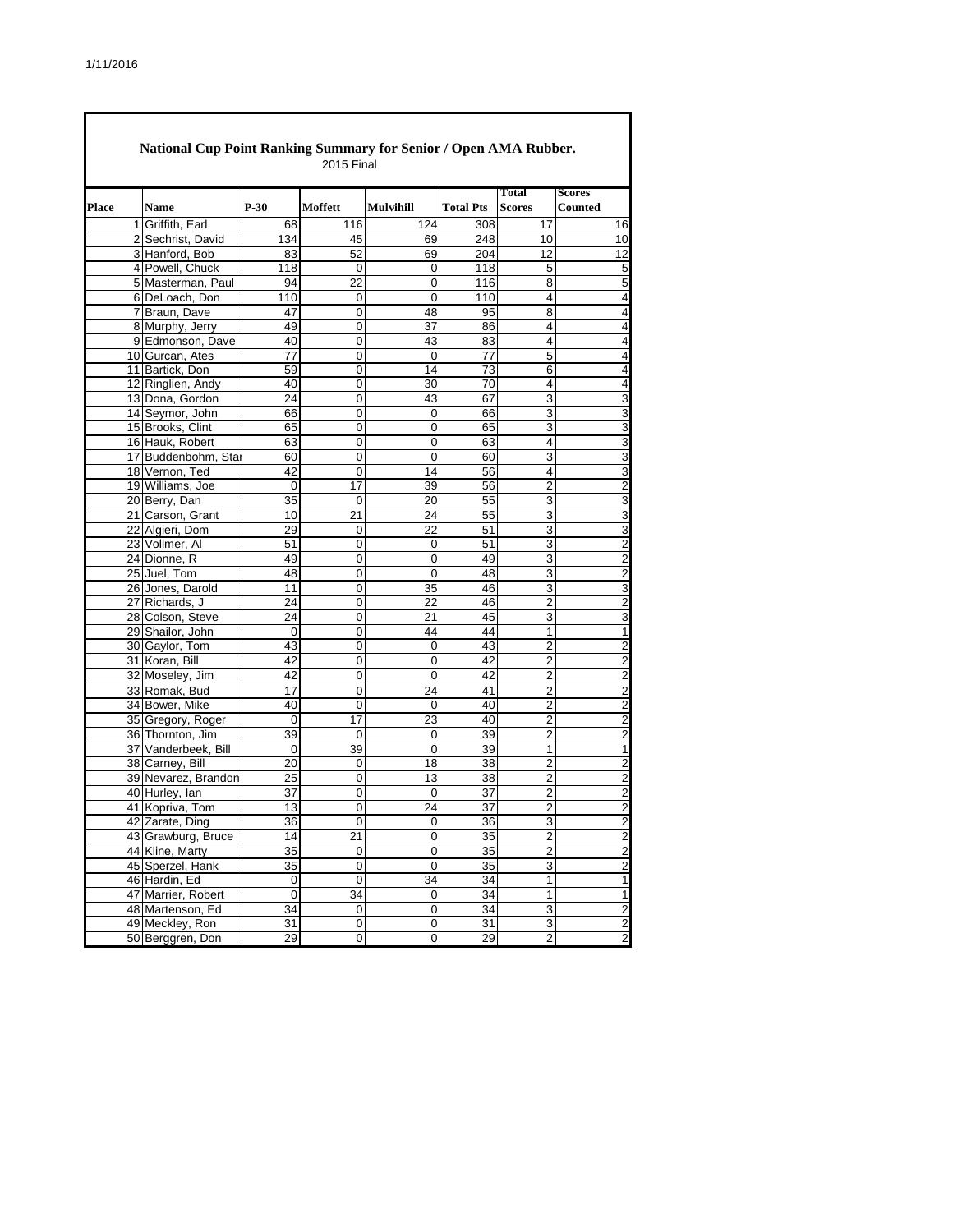1/11/2016

# National Cup Point Ranking Summary for Senior / Open AMA Rubber.

2015 Final

| Place | Name | P-30 | Moffett | Mulvihill | Total Pts | Total Scores | Scores Counted |
|---|---|---|---|---|---|---|---|
| 1 | Griffith, Earl | 68 | 116 | 124 | 308 | 17 | 16 |
| 2 | Sechrist, David | 134 | 45 | 69 | 248 | 10 | 10 |
| 3 | Hanford, Bob | 83 | 52 | 69 | 204 | 12 | 12 |
| 4 | Powell, Chuck | 118 | 0 | 0 | 118 | 5 | 5 |
| 5 | Masterman, Paul | 94 | 22 | 0 | 116 | 8 | 5 |
| 6 | DeLoach, Don | 110 | 0 | 0 | 110 | 4 | 4 |
| 7 | Braun, Dave | 47 | 0 | 48 | 95 | 8 | 4 |
| 8 | Murphy, Jerry | 49 | 0 | 37 | 86 | 4 | 4 |
| 9 | Edmonson, Dave | 40 | 0 | 43 | 83 | 4 | 4 |
| 10 | Gurcan, Ates | 77 | 0 | 0 | 77 | 5 | 4 |
| 11 | Bartick, Don | 59 | 0 | 14 | 73 | 6 | 4 |
| 12 | Ringlien, Andy | 40 | 0 | 30 | 70 | 4 | 4 |
| 13 | Dona, Gordon | 24 | 0 | 43 | 67 | 3 | 3 |
| 14 | Seymor, John | 66 | 0 | 0 | 66 | 3 | 3 |
| 15 | Brooks, Clint | 65 | 0 | 0 | 65 | 3 | 3 |
| 16 | Hauk, Robert | 63 | 0 | 0 | 63 | 4 | 3 |
| 17 | Buddenbohm, Sta | 60 | 0 | 0 | 60 | 3 | 3 |
| 18 | Vernon, Ted | 42 | 0 | 14 | 56 | 4 | 3 |
| 19 | Williams, Joe | 0 | 17 | 39 | 56 | 2 | 2 |
| 20 | Berry, Dan | 35 | 0 | 20 | 55 | 3 | 3 |
| 21 | Carson, Grant | 10 | 21 | 24 | 55 | 3 | 3 |
| 22 | Algieri, Dom | 29 | 0 | 22 | 51 | 3 | 3 |
| 23 | Vollmer, Al | 51 | 0 | 0 | 51 | 3 | 2 |
| 24 | Dionne, R | 49 | 0 | 0 | 49 | 3 | 2 |
| 25 | Juel, Tom | 48 | 0 | 0 | 48 | 3 | 2 |
| 26 | Jones, Darold | 11 | 0 | 35 | 46 | 3 | 3 |
| 27 | Richards, J | 24 | 0 | 22 | 46 | 2 | 2 |
| 28 | Colson, Steve | 24 | 0 | 21 | 45 | 3 | 3 |
| 29 | Shailor, John | 0 | 0 | 44 | 44 | 1 | 1 |
| 30 | Gaylor, Tom | 43 | 0 | 0 | 43 | 2 | 2 |
| 31 | Koran, Bill | 42 | 0 | 0 | 42 | 2 | 2 |
| 32 | Moseley, Jim | 42 | 0 | 0 | 42 | 2 | 2 |
| 33 | Romak, Bud | 17 | 0 | 24 | 41 | 2 | 2 |
| 34 | Bower, Mike | 40 | 0 | 0 | 40 | 2 | 2 |
| 35 | Gregory, Roger | 0 | 17 | 23 | 40 | 2 | 2 |
| 36 | Thornton, Jim | 39 | 0 | 0 | 39 | 2 | 2 |
| 37 | Vanderbeek, Bill | 0 | 39 | 0 | 39 | 1 | 1 |
| 38 | Carney, Bill | 20 | 0 | 18 | 38 | 2 | 2 |
| 39 | Nevarez, Brandon | 25 | 0 | 13 | 38 | 2 | 2 |
| 40 | Hurley, Ian | 37 | 0 | 0 | 37 | 2 | 2 |
| 41 | Kopriva, Tom | 13 | 0 | 24 | 37 | 2 | 2 |
| 42 | Zarate, Ding | 36 | 0 | 0 | 36 | 3 | 2 |
| 43 | Grawburg, Bruce | 14 | 21 | 0 | 35 | 2 | 2 |
| 44 | Kline, Marty | 35 | 0 | 0 | 35 | 2 | 2 |
| 45 | Sperzel, Hank | 35 | 0 | 0 | 35 | 3 | 2 |
| 46 | Hardin, Ed | 0 | 0 | 34 | 34 | 1 | 1 |
| 47 | Marrier, Robert | 0 | 34 | 0 | 34 | 1 | 1 |
| 48 | Martenson, Ed | 34 | 0 | 0 | 34 | 3 | 2 |
| 49 | Meckley, Ron | 31 | 0 | 0 | 31 | 3 | 2 |
| 50 | Berggren, Don | 29 | 0 | 0 | 29 | 2 | 2 |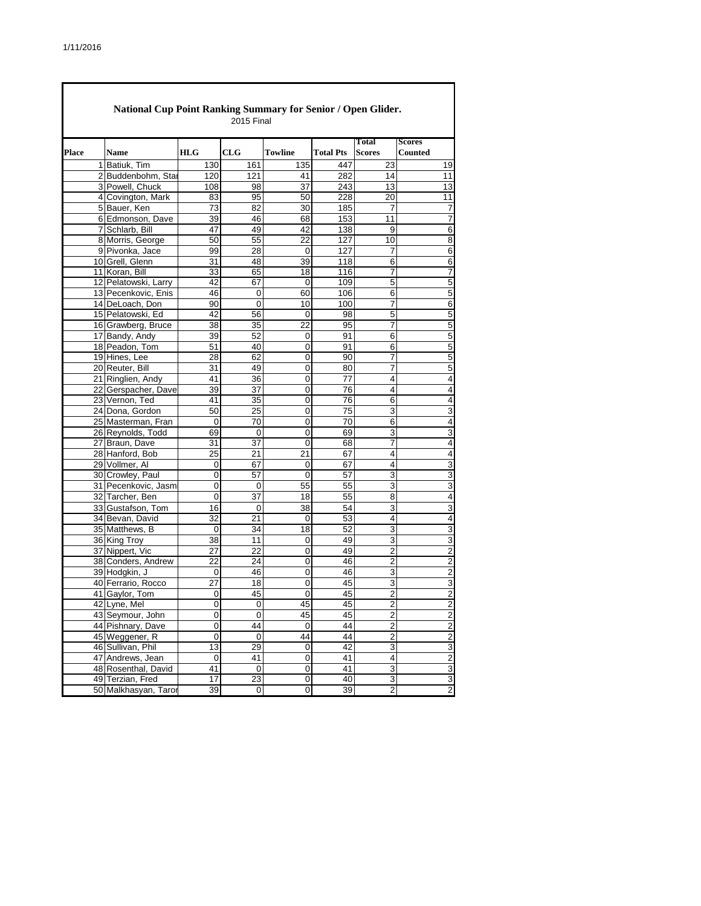# National Cup Point Ranking Summary for Senior / Open Glider.

2015 Final

| Place | Name | HLG | CLG | Towline | Total Pts | Total Scores | Scores Counted |
|---|---|---|---|---|---|---|---|
| 1 | Batiuk, Tim | 130 | 161 | 135 | 447 | 23 | 19 |
| 2 | Buddenbohm, Sta | 120 | 121 | 41 | 282 | 14 | 11 |
| 3 | Powell, Chuck | 108 | 98 | 37 | 243 | 13 | 13 |
| 4 | Covington, Mark | 83 | 95 | 50 | 228 | 20 | 11 |
| 5 | Bauer, Ken | 73 | 82 | 30 | 185 | 7 | 7 |
| 6 | Edmonson, Dave | 39 | 46 | 68 | 153 | 11 | 7 |
| 7 | Schlarb, Bill | 47 | 49 | 42 | 138 | 9 | 6 |
| 8 | Morris, George | 50 | 55 | 22 | 127 | 10 | 8 |
| 9 | Pivonka, Jace | 99 | 28 | 0 | 127 | 7 | 6 |
| 10 | Grell, Glenn | 31 | 48 | 39 | 118 | 6 | 6 |
| 11 | Koran, Bill | 33 | 65 | 18 | 116 | 7 | 7 |
| 12 | Pelatowski, Larry | 42 | 67 | 0 | 109 | 5 | 5 |
| 13 | Pecenkovic, Enis | 46 | 0 | 60 | 106 | 6 | 5 |
| 14 | DeLoach, Don | 90 | 0 | 10 | 100 | 7 | 6 |
| 15 | Pelatowski, Ed | 42 | 56 | 0 | 98 | 5 | 5 |
| 16 | Grawberg, Bruce | 38 | 35 | 22 | 95 | 7 | 5 |
| 17 | Bandy, Andy | 39 | 52 | 0 | 91 | 6 | 5 |
| 18 | Peadon, Tom | 51 | 40 | 0 | 91 | 6 | 5 |
| 19 | Hines, Lee | 28 | 62 | 0 | 90 | 7 | 5 |
| 20 | Reuter, Bill | 31 | 49 | 0 | 80 | 7 | 5 |
| 21 | Ringlien, Andy | 41 | 36 | 0 | 77 | 4 | 4 |
| 22 | Gerspacher, Dave | 39 | 37 | 0 | 76 | 4 | 4 |
| 23 | Vernon, Ted | 41 | 35 | 0 | 76 | 6 | 4 |
| 24 | Dona, Gordon | 50 | 25 | 0 | 75 | 3 | 3 |
| 25 | Masterman, Fran | 0 | 70 | 0 | 70 | 6 | 4 |
| 26 | Reynolds, Todd | 69 | 0 | 0 | 69 | 3 | 3 |
| 27 | Braun, Dave | 31 | 37 | 0 | 68 | 7 | 4 |
| 28 | Hanford, Bob | 25 | 21 | 21 | 67 | 4 | 4 |
| 29 | Vollmer, Al | 0 | 67 | 0 | 67 | 4 | 3 |
| 30 | Crowley, Paul | 0 | 57 | 0 | 57 | 3 | 3 |
| 31 | Pecenkovic, Jasm | 0 | 0 | 55 | 55 | 3 | 3 |
| 32 | Tarcher, Ben | 0 | 37 | 18 | 55 | 8 | 4 |
| 33 | Gustafson, Tom | 16 | 0 | 38 | 54 | 3 | 3 |
| 34 | Bevan, David | 32 | 21 | 0 | 53 | 4 | 4 |
| 35 | Matthews, B | 0 | 34 | 18 | 52 | 3 | 3 |
| 36 | King Troy | 38 | 11 | 0 | 49 | 3 | 3 |
| 37 | Nippert, Vic | 27 | 22 | 0 | 49 | 2 | 2 |
| 38 | Conders, Andrew | 22 | 24 | 0 | 46 | 2 | 2 |
| 39 | Hodgkin, J | 0 | 46 | 0 | 46 | 3 | 2 |
| 40 | Ferrario, Rocco | 27 | 18 | 0 | 45 | 3 | 3 |
| 41 | Gaylor, Tom | 0 | 45 | 0 | 45 | 2 | 2 |
| 42 | Lyne, Mel | 0 | 0 | 45 | 45 | 2 | 2 |
| 43 | Seymour, John | 0 | 0 | 45 | 45 | 2 | 2 |
| 44 | Pishnary, Dave | 0 | 44 | 0 | 44 | 2 | 2 |
| 45 | Weggener, R | 0 | 0 | 44 | 44 | 2 | 2 |
| 46 | Sullivan, Phil | 13 | 29 | 0 | 42 | 3 | 3 |
| 47 | Andrews, Jean | 0 | 41 | 0 | 41 | 4 | 2 |
| 48 | Rosenthal, David | 41 | 0 | 0 | 41 | 3 | 3 |
| 49 | Terzian, Fred | 17 | 23 | 0 | 40 | 3 | 3 |
| 50 | Malkhasyan, Taro | 39 | 0 | 0 | 39 | 2 | 2 |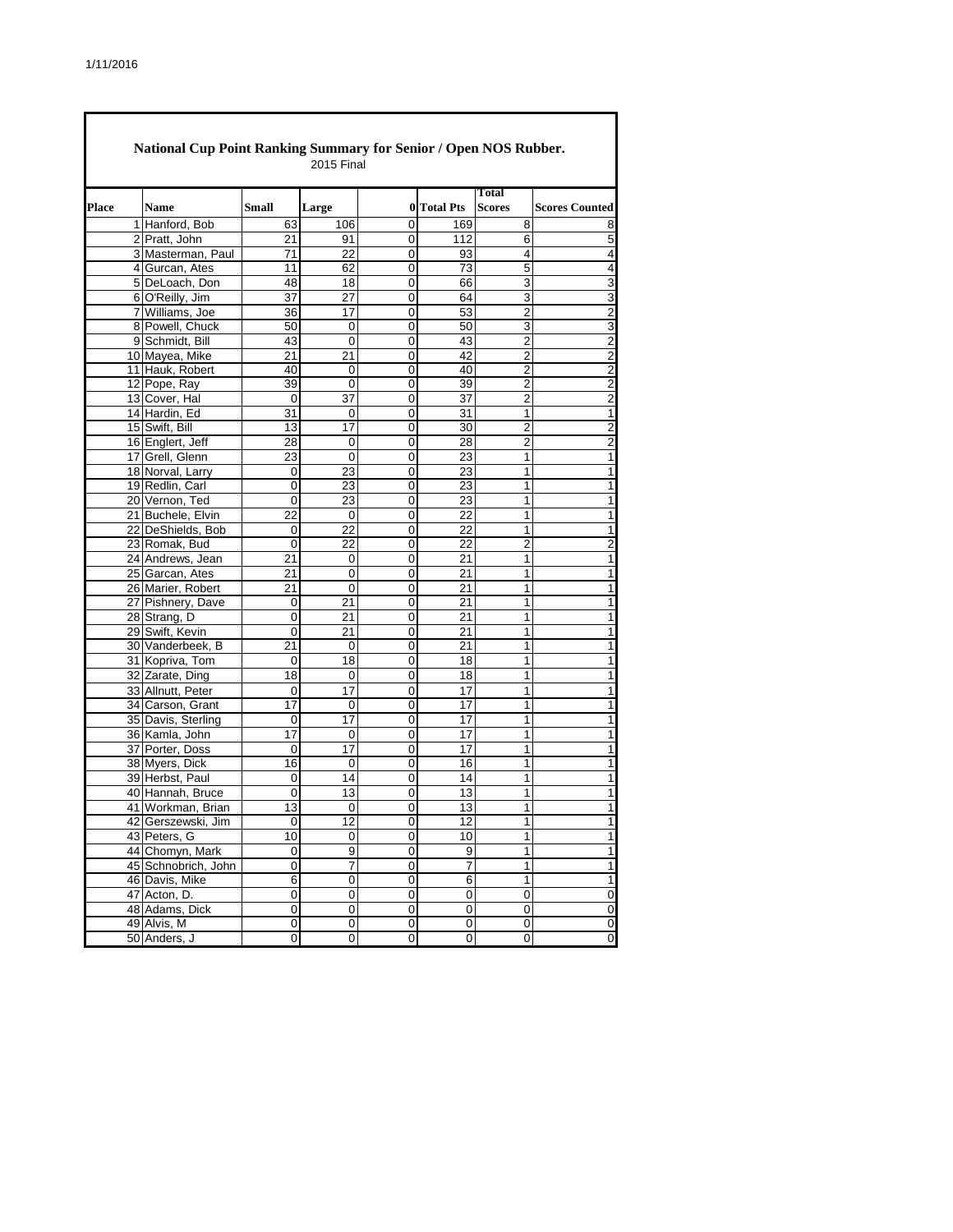**National Cup Point Ranking Summary for Senior / Open NOS Rubber.**

2015 Final

| Place | Name | Small | Large | 0 | Total Pts | Total Scores | Scores Counted |
|---|---|---|---|---|---|---|---|
| 1 | Hanford, Bob | 63 | 106 | 0 | 169 | 8 | 8 |
| 2 | Pratt, John | 21 | 91 | 0 | 112 | 6 | 5 |
| 3 | Masterman, Paul | 71 | 22 | 0 | 93 | 4 | 4 |
| 4 | Gurcan, Ates | 11 | 62 | 0 | 73 | 5 | 4 |
| 5 | DeLoach, Don | 48 | 18 | 0 | 66 | 3 | 3 |
| 6 | O'Reilly, Jim | 37 | 27 | 0 | 64 | 3 | 3 |
| 7 | Williams, Joe | 36 | 17 | 0 | 53 | 2 | 2 |
| 8 | Powell, Chuck | 50 | 0 | 0 | 50 | 3 | 3 |
| 9 | Schmidt, Bill | 43 | 0 | 0 | 43 | 2 | 2 |
| 10 | Mayea, Mike | 21 | 21 | 0 | 42 | 2 | 2 |
| 11 | Hauk, Robert | 40 | 0 | 0 | 40 | 2 | 2 |
| 12 | Pope, Ray | 39 | 0 | 0 | 39 | 2 | 2 |
| 13 | Cover, Hal | 0 | 37 | 0 | 37 | 2 | 2 |
| 14 | Hardin, Ed | 31 | 0 | 0 | 31 | 1 | 1 |
| 15 | Swift, Bill | 13 | 17 | 0 | 30 | 2 | 2 |
| 16 | Englert, Jeff | 28 | 0 | 0 | 28 | 2 | 2 |
| 17 | Grell, Glenn | 23 | 0 | 0 | 23 | 1 | 1 |
| 18 | Norval, Larry | 0 | 23 | 0 | 23 | 1 | 1 |
| 19 | Redlin, Carl | 0 | 23 | 0 | 23 | 1 | 1 |
| 20 | Vernon, Ted | 0 | 23 | 0 | 23 | 1 | 1 |
| 21 | Buchele, Elvin | 22 | 0 | 0 | 22 | 1 | 1 |
| 22 | DeShields, Bob | 0 | 22 | 0 | 22 | 1 | 1 |
| 23 | Romak, Bud | 0 | 22 | 0 | 22 | 2 | 2 |
| 24 | Andrews, Jean | 21 | 0 | 0 | 21 | 1 | 1 |
| 25 | Garcan, Ates | 21 | 0 | 0 | 21 | 1 | 1 |
| 26 | Marier, Robert | 21 | 0 | 0 | 21 | 1 | 1 |
| 27 | Pishnery, Dave | 0 | 21 | 0 | 21 | 1 | 1 |
| 28 | Strang, D | 0 | 21 | 0 | 21 | 1 | 1 |
| 29 | Swift, Kevin | 0 | 21 | 0 | 21 | 1 | 1 |
| 30 | Vanderbeek, B | 21 | 0 | 0 | 21 | 1 | 1 |
| 31 | Kopriva, Tom | 0 | 18 | 0 | 18 | 1 | 1 |
| 32 | Zarate, Ding | 18 | 0 | 0 | 18 | 1 | 1 |
| 33 | Allnutt, Peter | 0 | 17 | 0 | 17 | 1 | 1 |
| 34 | Carson, Grant | 17 | 0 | 0 | 17 | 1 | 1 |
| 35 | Davis, Sterling | 0 | 17 | 0 | 17 | 1 | 1 |
| 36 | Kamla, John | 17 | 0 | 0 | 17 | 1 | 1 |
| 37 | Porter, Doss | 0 | 17 | 0 | 17 | 1 | 1 |
| 38 | Myers, Dick | 16 | 0 | 0 | 16 | 1 | 1 |
| 39 | Herbst, Paul | 0 | 14 | 0 | 14 | 1 | 1 |
| 40 | Hannah, Bruce | 0 | 13 | 0 | 13 | 1 | 1 |
| 41 | Workman, Brian | 13 | 0 | 0 | 13 | 1 | 1 |
| 42 | Gerszewski, Jim | 0 | 12 | 0 | 12 | 1 | 1 |
| 43 | Peters, G | 10 | 0 | 0 | 10 | 1 | 1 |
| 44 | Chomyn, Mark | 0 | 9 | 0 | 9 | 1 | 1 |
| 45 | Schnobrich, John | 0 | 7 | 0 | 7 | 1 | 1 |
| 46 | Davis, Mike | 6 | 0 | 0 | 6 | 1 | 1 |
| 47 | Acton, D. | 0 | 0 | 0 | 0 | 0 | 0 |
| 48 | Adams, Dick | 0 | 0 | 0 | 0 | 0 | 0 |
| 49 | Alvis, M | 0 | 0 | 0 | 0 | 0 | 0 |
| 50 | Anders, J | 0 | 0 | 0 | 0 | 0 | 0 |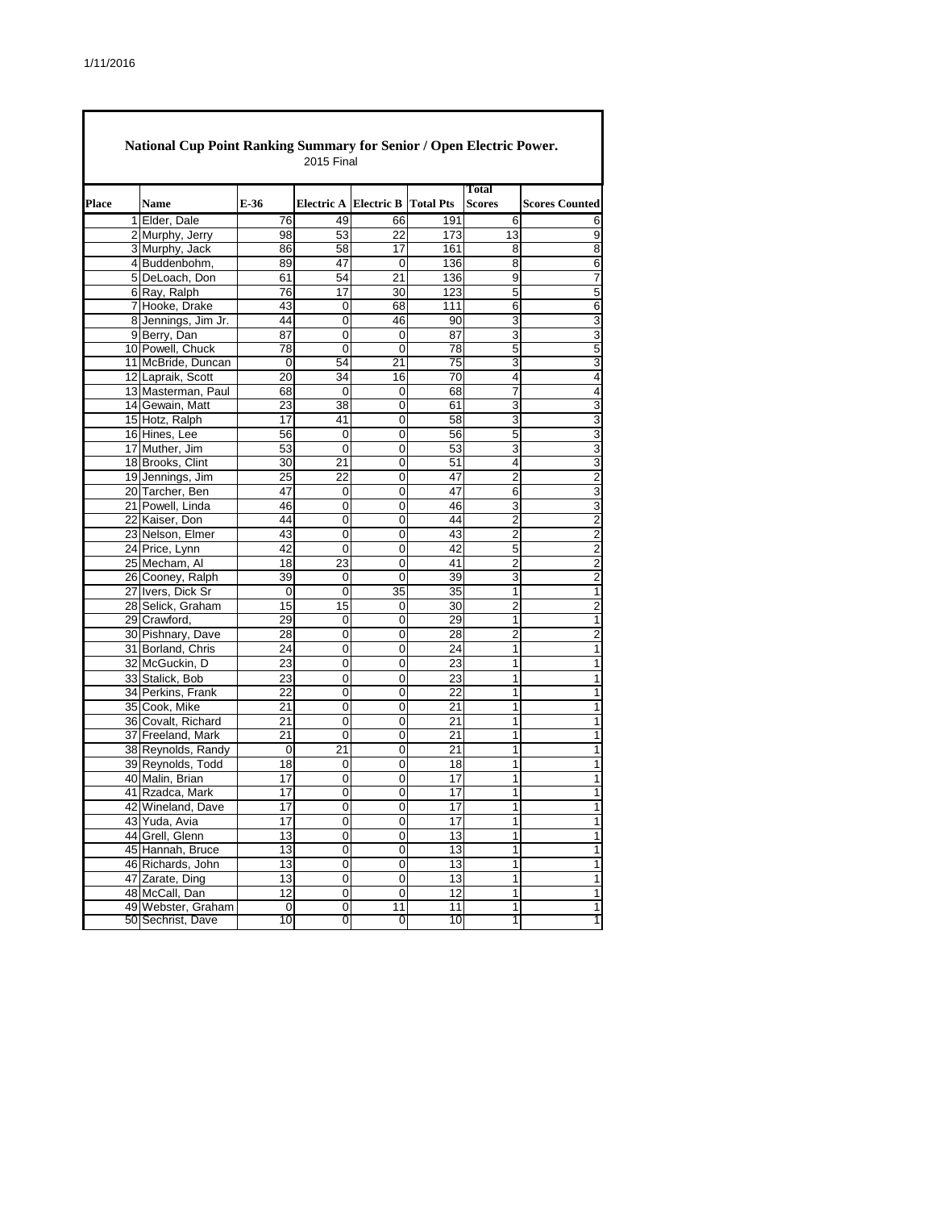## National Cup Point Ranking Summary for Senior / Open Electric Power.

2015 Final

| Place | Name | E-36 | Electric A | Electric B | Total Pts | Total Scores | Scores Counted |
|---|---|---|---|---|---|---|---|
| 1 | Elder, Dale | 76 | 49 | 66 | 191 | 6 | 6 |
| 2 | Murphy, Jerry | 98 | 53 | 22 | 173 | 13 | 9 |
| 3 | Murphy, Jack | 86 | 58 | 17 | 161 | 8 | 8 |
| 4 | Buddenbohm, | 89 | 47 | 0 | 136 | 8 | 6 |
| 5 | DeLoach, Don | 61 | 54 | 21 | 136 | 9 | 7 |
| 6 | Ray, Ralph | 76 | 17 | 30 | 123 | 5 | 5 |
| 7 | Hooke, Drake | 43 | 0 | 68 | 111 | 6 | 6 |
| 8 | Jennings, Jim Jr. | 44 | 0 | 46 | 90 | 3 | 3 |
| 9 | Berry, Dan | 87 | 0 | 0 | 87 | 3 | 3 |
| 10 | Powell, Chuck | 78 | 0 | 0 | 78 | 5 | 5 |
| 11 | McBride, Duncan | 0 | 54 | 21 | 75 | 3 | 3 |
| 12 | Lapraik, Scott | 20 | 34 | 16 | 70 | 4 | 4 |
| 13 | Masterman, Paul | 68 | 0 | 0 | 68 | 7 | 4 |
| 14 | Gewain, Matt | 23 | 38 | 0 | 61 | 3 | 3 |
| 15 | Hotz, Ralph | 17 | 41 | 0 | 58 | 3 | 3 |
| 16 | Hines, Lee | 56 | 0 | 0 | 56 | 5 | 3 |
| 17 | Muther, Jim | 53 | 0 | 0 | 53 | 3 | 3 |
| 18 | Brooks, Clint | 30 | 21 | 0 | 51 | 4 | 3 |
| 19 | Jennings, Jim | 25 | 22 | 0 | 47 | 2 | 2 |
| 20 | Tarcher, Ben | 47 | 0 | 0 | 47 | 6 | 3 |
| 21 | Powell, Linda | 46 | 0 | 0 | 46 | 3 | 3 |
| 22 | Kaiser, Don | 44 | 0 | 0 | 44 | 2 | 2 |
| 23 | Nelson, Elmer | 43 | 0 | 0 | 43 | 2 | 2 |
| 24 | Price, Lynn | 42 | 0 | 0 | 42 | 5 | 2 |
| 25 | Mecham, Al | 18 | 23 | 0 | 41 | 2 | 2 |
| 26 | Cooney, Ralph | 39 | 0 | 0 | 39 | 3 | 2 |
| 27 | Ivers, Dick Sr | 0 | 0 | 35 | 35 | 1 | 1 |
| 28 | Selick, Graham | 15 | 15 | 0 | 30 | 2 | 2 |
| 29 | Crawford, | 29 | 0 | 0 | 29 | 1 | 1 |
| 30 | Pishnary, Dave | 28 | 0 | 0 | 28 | 2 | 2 |
| 31 | Borland, Chris | 24 | 0 | 0 | 24 | 1 | 1 |
| 32 | McGuckin, D | 23 | 0 | 0 | 23 | 1 | 1 |
| 33 | Stalick, Bob | 23 | 0 | 0 | 23 | 1 | 1 |
| 34 | Perkins, Frank | 22 | 0 | 0 | 22 | 1 | 1 |
| 35 | Cook, Mike | 21 | 0 | 0 | 21 | 1 | 1 |
| 36 | Covalt, Richard | 21 | 0 | 0 | 21 | 1 | 1 |
| 37 | Freeland, Mark | 21 | 0 | 0 | 21 | 1 | 1 |
| 38 | Reynolds, Randy | 0 | 21 | 0 | 21 | 1 | 1 |
| 39 | Reynolds, Todd | 18 | 0 | 0 | 18 | 1 | 1 |
| 40 | Malin, Brian | 17 | 0 | 0 | 17 | 1 | 1 |
| 41 | Rzadca, Mark | 17 | 0 | 0 | 17 | 1 | 1 |
| 42 | Wineland, Dave | 17 | 0 | 0 | 17 | 1 | 1 |
| 43 | Yuda, Avia | 17 | 0 | 0 | 17 | 1 | 1 |
| 44 | Grell, Glenn | 13 | 0 | 0 | 13 | 1 | 1 |
| 45 | Hannah, Bruce | 13 | 0 | 0 | 13 | 1 | 1 |
| 46 | Richards, John | 13 | 0 | 0 | 13 | 1 | 1 |
| 47 | Zarate, Ding | 13 | 0 | 0 | 13 | 1 | 1 |
| 48 | McCall, Dan | 12 | 0 | 0 | 12 | 1 | 1 |
| 49 | Webster, Graham | 0 | 0 | 11 | 11 | 1 | 1 |
| 50 | Sechrist, Dave | 10 | 0 | 0 | 10 | 1 | 1 |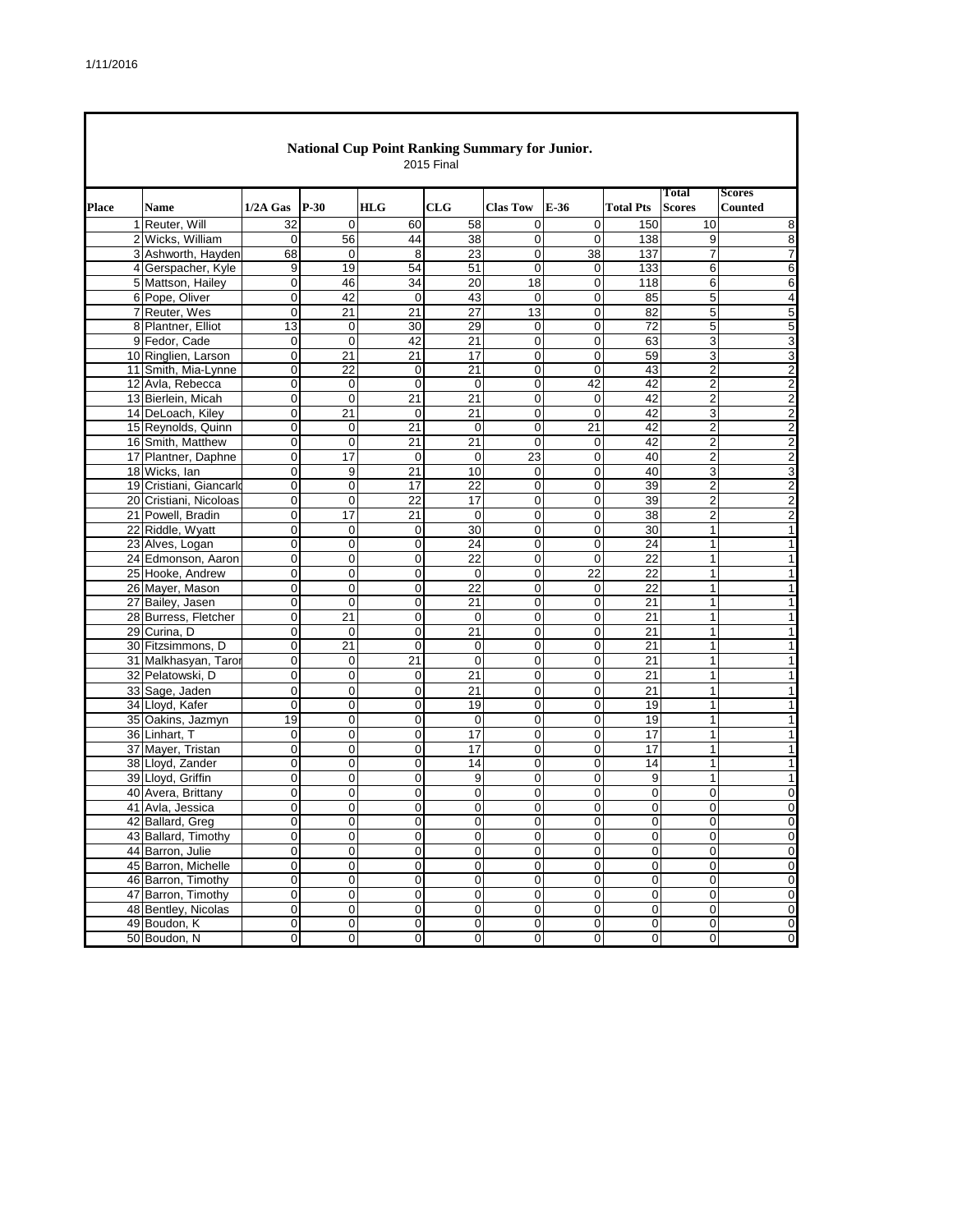## National Cup Point Ranking Summary for Junior.

2015 Final

| Place | Name | 1/2A Gas | P-30 | HLG | CLG | Clas Tow | E-36 | Total Pts | Total Scores | Scores Counted |
|---|---|---|---|---|---|---|---|---|---|---|
| 1 | Reuter, Will | 32 | 0 | 60 | 58 | 0 | 0 | 150 | 10 | 8 |
| 2 | Wicks, William | 0 | 56 | 44 | 38 | 0 | 0 | 138 | 9 | 8 |
| 3 | Ashworth, Hayden | 68 | 0 | 8 | 23 | 0 | 38 | 137 | 7 | 7 |
| 4 | Gerspacher, Kyle | 9 | 19 | 54 | 51 | 0 | 0 | 133 | 6 | 6 |
| 5 | Mattson, Hailey | 0 | 46 | 34 | 20 | 18 | 0 | 118 | 6 | 6 |
| 6 | Pope, Oliver | 0 | 42 | 0 | 43 | 0 | 0 | 85 | 5 | 4 |
| 7 | Reuter, Wes | 0 | 21 | 21 | 27 | 13 | 0 | 82 | 5 | 5 |
| 8 | Plantner, Elliot | 13 | 0 | 30 | 29 | 0 | 0 | 72 | 5 | 5 |
| 9 | Fedor, Cade | 0 | 0 | 42 | 21 | 0 | 0 | 63 | 3 | 3 |
| 10 | Ringlien, Larson | 0 | 21 | 21 | 17 | 0 | 0 | 59 | 3 | 3 |
| 11 | Smith, Mia-Lynne | 0 | 22 | 0 | 21 | 0 | 0 | 43 | 2 | 2 |
| 12 | Avla, Rebecca | 0 | 0 | 0 | 0 | 0 | 42 | 42 | 2 | 2 |
| 13 | Bierlein, Micah | 0 | 0 | 21 | 21 | 0 | 0 | 42 | 2 | 2 |
| 14 | DeLoach, Kiley | 0 | 21 | 0 | 21 | 0 | 0 | 42 | 3 | 2 |
| 15 | Reynolds, Quinn | 0 | 0 | 21 | 0 | 0 | 21 | 42 | 2 | 2 |
| 16 | Smith, Matthew | 0 | 0 | 21 | 21 | 0 | 0 | 42 | 2 | 2 |
| 17 | Plantner, Daphne | 0 | 17 | 0 | 0 | 23 | 0 | 40 | 2 | 2 |
| 18 | Wicks, Ian | 0 | 9 | 21 | 10 | 0 | 0 | 40 | 3 | 3 |
| 19 | Cristiani, Giancarlo | 0 | 0 | 17 | 22 | 0 | 0 | 39 | 2 | 2 |
| 20 | Cristiani, Nicoloas | 0 | 0 | 22 | 17 | 0 | 0 | 39 | 2 | 2 |
| 21 | Powell, Bradin | 0 | 17 | 21 | 0 | 0 | 0 | 38 | 2 | 2 |
| 22 | Riddle, Wyatt | 0 | 0 | 0 | 30 | 0 | 0 | 30 | 1 | 1 |
| 23 | Alves, Logan | 0 | 0 | 0 | 24 | 0 | 0 | 24 | 1 | 1 |
| 24 | Edmonson, Aaron | 0 | 0 | 0 | 22 | 0 | 0 | 22 | 1 | 1 |
| 25 | Hooke, Andrew | 0 | 0 | 0 | 0 | 0 | 22 | 22 | 1 | 1 |
| 26 | Mayer, Mason | 0 | 0 | 0 | 22 | 0 | 0 | 22 | 1 | 1 |
| 27 | Bailey, Jasen | 0 | 0 | 0 | 21 | 0 | 0 | 21 | 1 | 1 |
| 28 | Burress, Fletcher | 0 | 21 | 0 | 0 | 0 | 0 | 21 | 1 | 1 |
| 29 | Curina, D | 0 | 0 | 0 | 21 | 0 | 0 | 21 | 1 | 1 |
| 30 | Fitzsimmons, D | 0 | 21 | 0 | 0 | 0 | 0 | 21 | 1 | 1 |
| 31 | Malkhasyan, Taron | 0 | 0 | 21 | 0 | 0 | 0 | 21 | 1 | 1 |
| 32 | Pelatowski, D | 0 | 0 | 0 | 21 | 0 | 0 | 21 | 1 | 1 |
| 33 | Sage, Jaden | 0 | 0 | 0 | 21 | 0 | 0 | 21 | 1 | 1 |
| 34 | Lloyd, Kafer | 0 | 0 | 0 | 19 | 0 | 0 | 19 | 1 | 1 |
| 35 | Oakins, Jazmyn | 19 | 0 | 0 | 0 | 0 | 0 | 19 | 1 | 1 |
| 36 | Linhart, T | 0 | 0 | 0 | 17 | 0 | 0 | 17 | 1 | 1 |
| 37 | Mayer, Tristan | 0 | 0 | 0 | 17 | 0 | 0 | 17 | 1 | 1 |
| 38 | Lloyd, Zander | 0 | 0 | 0 | 14 | 0 | 0 | 14 | 1 | 1 |
| 39 | Lloyd, Griffin | 0 | 0 | 0 | 9 | 0 | 0 | 9 | 1 | 1 |
| 40 | Avera, Brittany | 0 | 0 | 0 | 0 | 0 | 0 | 0 | 0 | 0 |
| 41 | Avla, Jessica | 0 | 0 | 0 | 0 | 0 | 0 | 0 | 0 | 0 |
| 42 | Ballard, Greg | 0 | 0 | 0 | 0 | 0 | 0 | 0 | 0 | 0 |
| 43 | Ballard, Timothy | 0 | 0 | 0 | 0 | 0 | 0 | 0 | 0 | 0 |
| 44 | Barron, Julie | 0 | 0 | 0 | 0 | 0 | 0 | 0 | 0 | 0 |
| 45 | Barron, Michelle | 0 | 0 | 0 | 0 | 0 | 0 | 0 | 0 | 0 |
| 46 | Barron, Timothy | 0 | 0 | 0 | 0 | 0 | 0 | 0 | 0 | 0 |
| 47 | Barron, Timothy | 0 | 0 | 0 | 0 | 0 | 0 | 0 | 0 | 0 |
| 48 | Bentley, Nicolas | 0 | 0 | 0 | 0 | 0 | 0 | 0 | 0 | 0 |
| 49 | Boudon, K | 0 | 0 | 0 | 0 | 0 | 0 | 0 | 0 | 0 |
| 50 | Boudon, N | 0 | 0 | 0 | 0 | 0 | 0 | 0 | 0 | 0 |